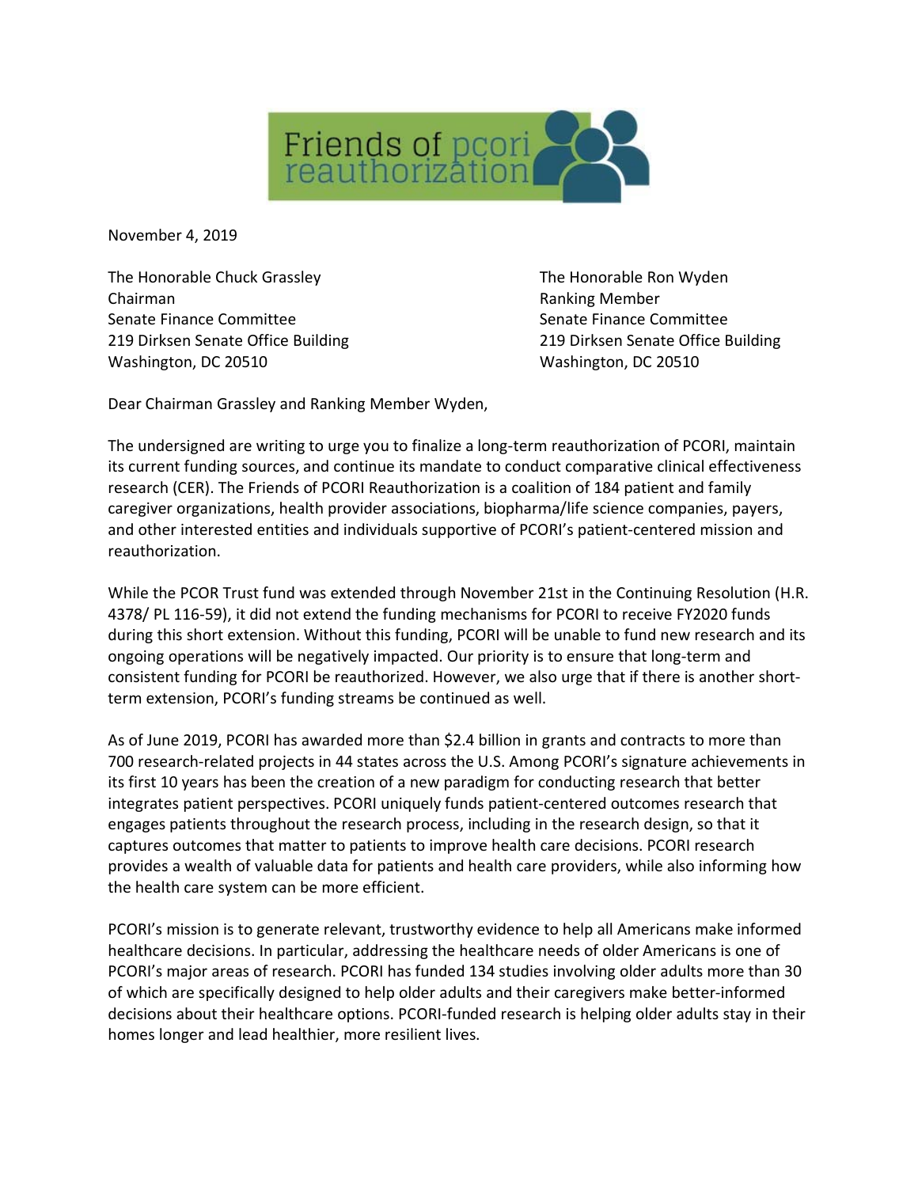Friends of pcori reauthorization

November 4, 2019

The Honorable Chuck Grassley
Chairman
Senate Finance Committee
219 Dirksen Senate Office Building
Washington, DC 20510

The Honorable Ron Wyden
Ranking Member
Senate Finance Committee
219 Dirksen Senate Office Building
Washington, DC 20510

Dear Chairman Grassley and Ranking Member Wyden,

The undersigned are writing to urge you to finalize a long-term reauthorization of PCORI, maintain its current funding sources, and continue its mandate to conduct comparative clinical effectiveness research (CER). The Friends of PCORI Reauthorization is a coalition of 184 patient and family caregiver organizations, health provider associations, biopharma/life science companies, payers, and other interested entities and individuals supportive of PCORI's patient-centered mission and reauthorization.

While the PCOR Trust fund was extended through November 21st in the Continuing Resolution (H.R. 4378/ PL 116-59), it did not extend the funding mechanisms for PCORI to receive FY2020 funds during this short extension. Without this funding, PCORI will be unable to fund new research and its ongoing operations will be negatively impacted. Our priority is to ensure that long-term and consistent funding for PCORI be reauthorized. However, we also urge that if there is another short-term extension, PCORI's funding streams be continued as well.

As of June 2019, PCORI has awarded more than $2.4 billion in grants and contracts to more than 700 research-related projects in 44 states across the U.S. Among PCORI's signature achievements in its first 10 years has been the creation of a new paradigm for conducting research that better integrates patient perspectives. PCORI uniquely funds patient-centered outcomes research that engages patients throughout the research process, including in the research design, so that it captures outcomes that matter to patients to improve health care decisions. PCORI research provides a wealth of valuable data for patients and health care providers, while also informing how the health care system can be more efficient.

PCORI's mission is to generate relevant, trustworthy evidence to help all Americans make informed healthcare decisions. In particular, addressing the healthcare needs of older Americans is one of PCORI's major areas of research. PCORI has funded 134 studies involving older adults more than 30 of which are specifically designed to help older adults and their caregivers make better-informed decisions about their healthcare options. PCORI-funded research is helping older adults stay in their homes longer and lead healthier, more resilient lives.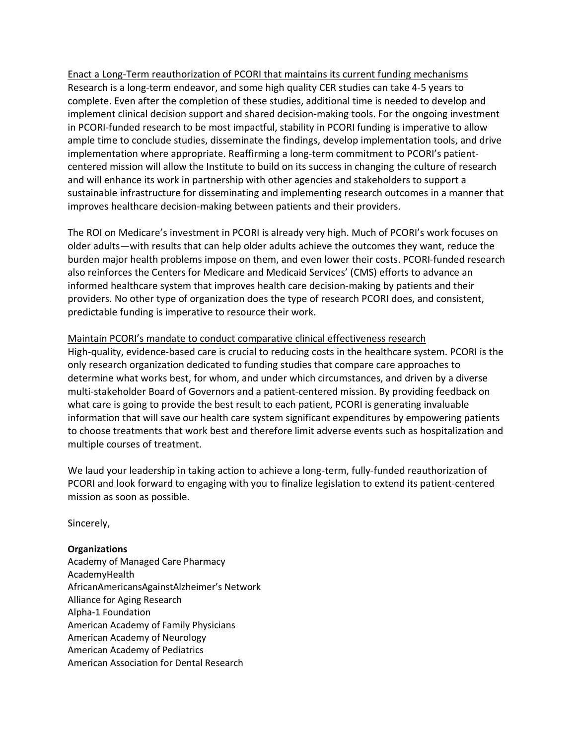<u>Enact a Long-Term reauthorization of PCORI that maintains its current funding mechanisms</u>
Research is a long-term endeavor, and some high quality CER studies can take 4-5 years to complete. Even after the completion of these studies, additional time is needed to develop and implement clinical decision support and shared decision-making tools. For the ongoing investment in PCORI-funded research to be most impactful, stability in PCORI funding is imperative to allow ample time to conclude studies, disseminate the findings, develop implementation tools, and drive implementation where appropriate. Reaffirming a long-term commitment to PCORI's patient-centered mission will allow the Institute to build on its success in changing the culture of research and will enhance its work in partnership with other agencies and stakeholders to support a sustainable infrastructure for disseminating and implementing research outcomes in a manner that improves healthcare decision-making between patients and their providers.

The ROI on Medicare's investment in PCORI is already very high. Much of PCORI's work focuses on older adults—with results that can help older adults achieve the outcomes they want, reduce the burden major health problems impose on them, and even lower their costs. PCORI-funded research also reinforces the Centers for Medicare and Medicaid Services' (CMS) efforts to advance an informed healthcare system that improves health care decision-making by patients and their providers. No other type of organization does the type of research PCORI does, and consistent, predictable funding is imperative to resource their work.

<u>Maintain PCORI's mandate to conduct comparative clinical effectiveness research</u>
High-quality, evidence-based care is crucial to reducing costs in the healthcare system. PCORI is the only research organization dedicated to funding studies that compare care approaches to determine what works best, for whom, and under which circumstances, and driven by a diverse multi-stakeholder Board of Governors and a patient-centered mission. By providing feedback on what care is going to provide the best result to each patient, PCORI is generating invaluable information that will save our health care system significant expenditures by empowering patients to choose treatments that work best and therefore limit adverse events such as hospitalization and multiple courses of treatment.

We laud your leadership in taking action to achieve a long-term, fully-funded reauthorization of PCORI and look forward to engaging with you to finalize legislation to extend its patient-centered mission as soon as possible.

Sincerely,

**Organizations**
Academy of Managed Care Pharmacy
AcademyHealth
AfricanAmericansAgainstAlzheimer's Network
Alliance for Aging Research
Alpha-1 Foundation
American Academy of Family Physicians
American Academy of Neurology
American Academy of Pediatrics
American Association for Dental Research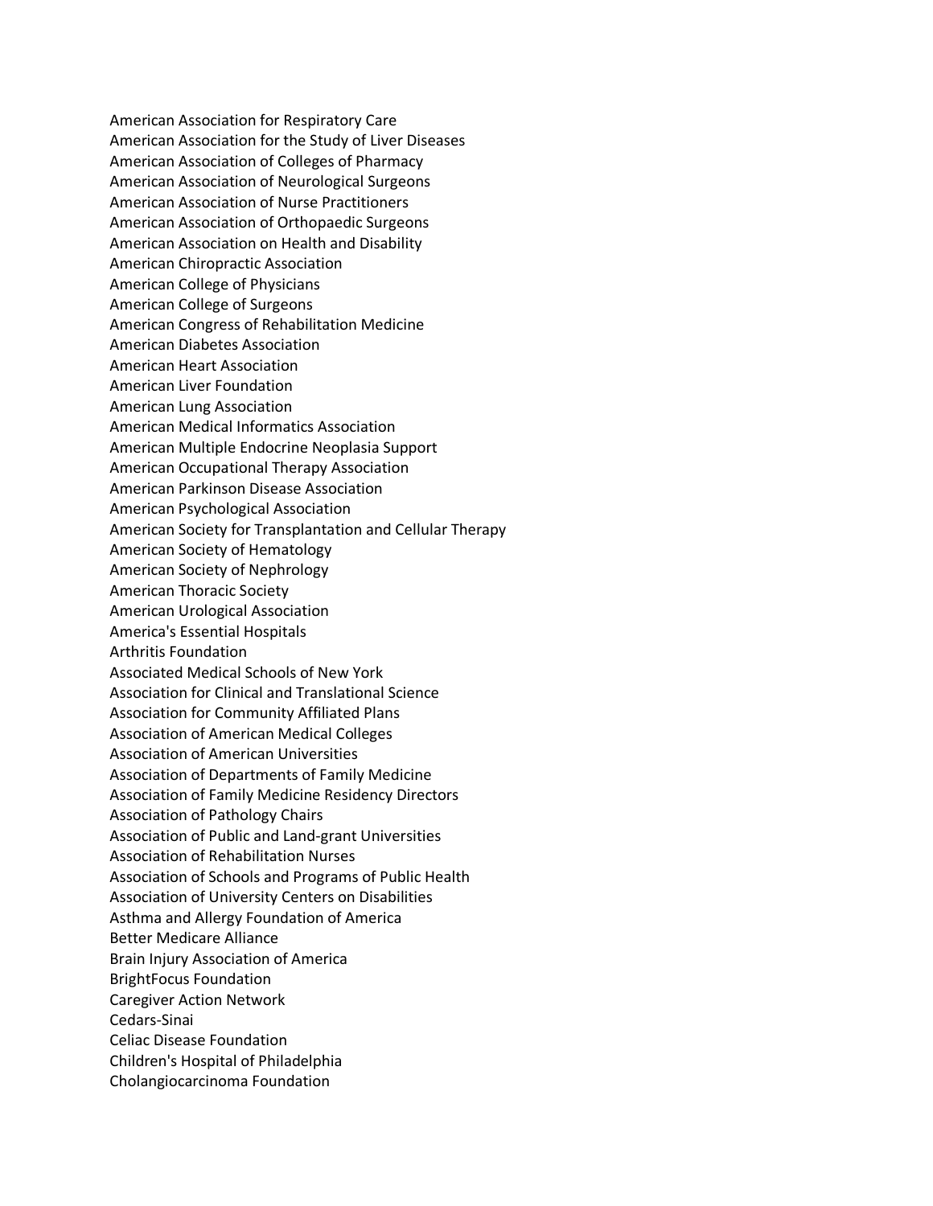American Association for Respiratory Care
American Association for the Study of Liver Diseases
American Association of Colleges of Pharmacy
American Association of Neurological Surgeons
American Association of Nurse Practitioners
American Association of Orthopaedic Surgeons
American Association on Health and Disability
American Chiropractic Association
American College of Physicians
American College of Surgeons
American Congress of Rehabilitation Medicine
American Diabetes Association
American Heart Association
American Liver Foundation
American Lung Association
American Medical Informatics Association
American Multiple Endocrine Neoplasia Support
American Occupational Therapy Association
American Parkinson Disease Association
American Psychological Association
American Society for Transplantation and Cellular Therapy
American Society of Hematology
American Society of Nephrology
American Thoracic Society
American Urological Association
America's Essential Hospitals
Arthritis Foundation
Associated Medical Schools of New York
Association for Clinical and Translational Science
Association for Community Affiliated Plans
Association of American Medical Colleges
Association of American Universities
Association of Departments of Family Medicine
Association of Family Medicine Residency Directors
Association of Pathology Chairs
Association of Public and Land-grant Universities
Association of Rehabilitation Nurses
Association of Schools and Programs of Public Health
Association of University Centers on Disabilities
Asthma and Allergy Foundation of America
Better Medicare Alliance
Brain Injury Association of America
BrightFocus Foundation
Caregiver Action Network
Cedars-Sinai
Celiac Disease Foundation
Children's Hospital of Philadelphia
Cholangiocarcinoma Foundation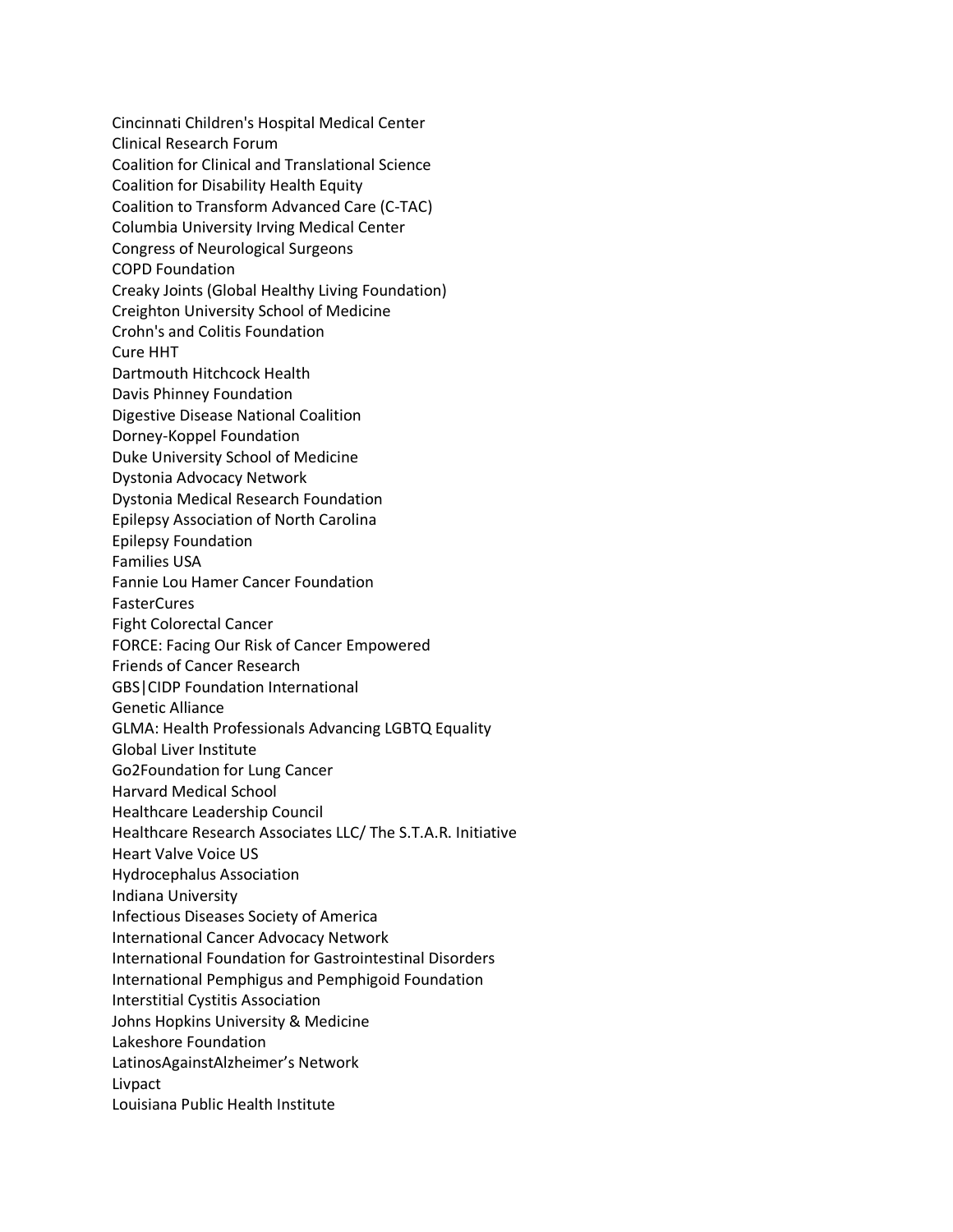Cincinnati Children's Hospital Medical Center
Clinical Research Forum
Coalition for Clinical and Translational Science
Coalition for Disability Health Equity
Coalition to Transform Advanced Care (C-TAC)
Columbia University Irving Medical Center
Congress of Neurological Surgeons
COPD Foundation
Creaky Joints (Global Healthy Living Foundation)
Creighton University School of Medicine
Crohn's and Colitis Foundation
Cure HHT
Dartmouth Hitchcock Health
Davis Phinney Foundation
Digestive Disease National Coalition
Dorney-Koppel Foundation
Duke University School of Medicine
Dystonia Advocacy Network
Dystonia Medical Research Foundation
Epilepsy Association of North Carolina
Epilepsy Foundation
Families USA
Fannie Lou Hamer Cancer Foundation
FasterCures
Fight Colorectal Cancer
FORCE: Facing Our Risk of Cancer Empowered
Friends of Cancer Research
GBS|CIDP Foundation International
Genetic Alliance
GLMA: Health Professionals Advancing LGBTQ Equality
Global Liver Institute
Go2Foundation for Lung Cancer
Harvard Medical School
Healthcare Leadership Council
Healthcare Research Associates LLC/ The S.T.A.R. Initiative
Heart Valve Voice US
Hydrocephalus Association
Indiana University
Infectious Diseases Society of America
International Cancer Advocacy Network
International Foundation for Gastrointestinal Disorders
International Pemphigus and Pemphigoid Foundation
Interstitial Cystitis Association
Johns Hopkins University & Medicine
Lakeshore Foundation
LatinosAgainstAlzheimer's Network
Livpact
Louisiana Public Health Institute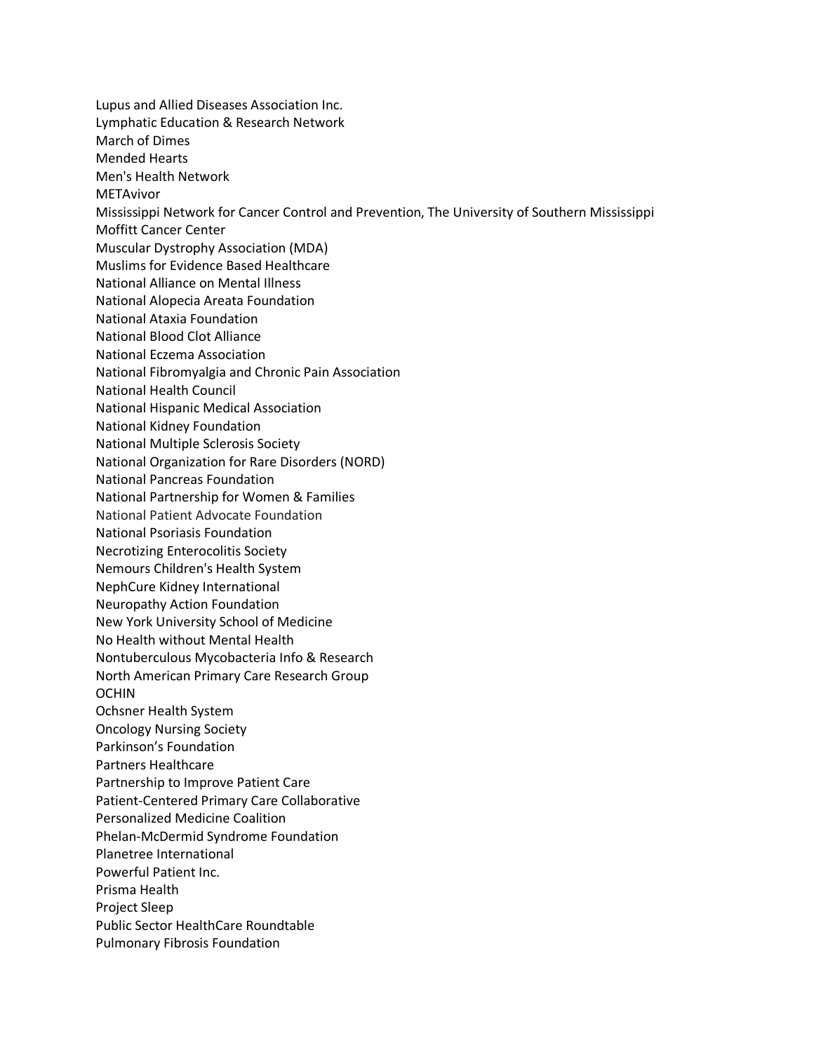Lupus and Allied Diseases Association Inc.
Lymphatic Education & Research Network
March of Dimes
Mended Hearts
Men's Health Network
METAvivor
Mississippi Network for Cancer Control and Prevention, The University of Southern Mississippi
Moffitt Cancer Center
Muscular Dystrophy Association (MDA)
Muslims for Evidence Based Healthcare
National Alliance on Mental Illness
National Alopecia Areata Foundation
National Ataxia Foundation
National Blood Clot Alliance
National Eczema Association
National Fibromyalgia and Chronic Pain Association
National Health Council
National Hispanic Medical Association
National Kidney Foundation
National Multiple Sclerosis Society
National Organization for Rare Disorders (NORD)
National Pancreas Foundation
National Partnership for Women & Families
National Patient Advocate Foundation
National Psoriasis Foundation
Necrotizing Enterocolitis Society
Nemours Children's Health System
NephCure Kidney International
Neuropathy Action Foundation
New York University School of Medicine
No Health without Mental Health
Nontuberculous Mycobacteria Info & Research
North American Primary Care Research Group
OCHIN
Ochsner Health System
Oncology Nursing Society
Parkinson's Foundation
Partners Healthcare
Partnership to Improve Patient Care
Patient-Centered Primary Care Collaborative
Personalized Medicine Coalition
Phelan-McDermid Syndrome Foundation
Planetree International
Powerful Patient Inc.
Prisma Health
Project Sleep
Public Sector HealthCare Roundtable
Pulmonary Fibrosis Foundation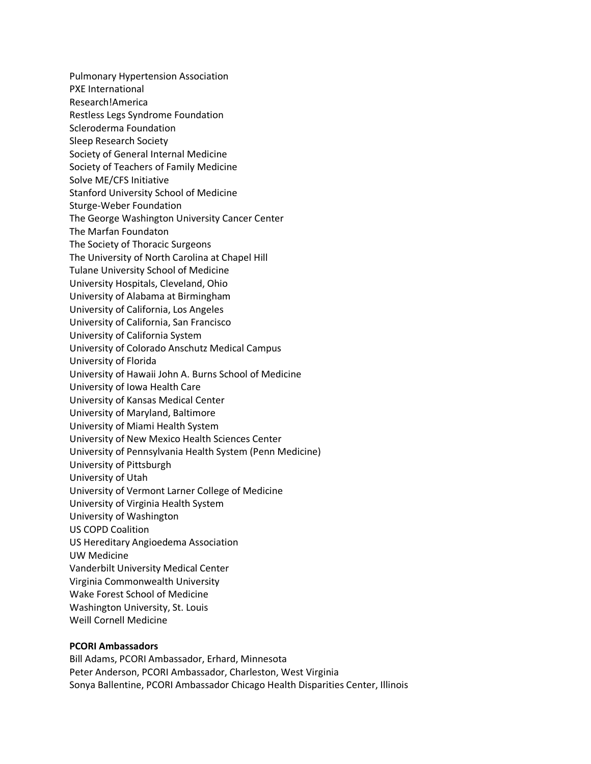Pulmonary Hypertension Association
PXE International
Research!America
Restless Legs Syndrome Foundation
Scleroderma Foundation
Sleep Research Society
Society of General Internal Medicine
Society of Teachers of Family Medicine
Solve ME/CFS Initiative
Stanford University School of Medicine
Sturge-Weber Foundation
The George Washington University Cancer Center
The Marfan Foundaton
The Society of Thoracic Surgeons
The University of North Carolina at Chapel Hill
Tulane University School of Medicine
University Hospitals, Cleveland, Ohio
University of Alabama at Birmingham
University of California, Los Angeles
University of California, San Francisco
University of California System
University of Colorado Anschutz Medical Campus
University of Florida
University of Hawaii John A. Burns School of Medicine
University of Iowa Health Care
University of Kansas Medical Center
University of Maryland, Baltimore
University of Miami Health System
University of New Mexico Health Sciences Center
University of Pennsylvania Health System (Penn Medicine)
University of Pittsburgh
University of Utah
University of Vermont Larner College of Medicine
University of Virginia Health System
University of Washington
US COPD Coalition
US Hereditary Angioedema Association
UW Medicine
Vanderbilt University Medical Center
Virginia Commonwealth University
Wake Forest School of Medicine
Washington University, St. Louis
Weill Cornell Medicine

**PCORI Ambassadors**

Bill Adams, PCORI Ambassador, Erhard, Minnesota
Peter Anderson, PCORI Ambassador, Charleston, West Virginia
Sonya Ballentine, PCORI Ambassador Chicago Health Disparities Center, Illinois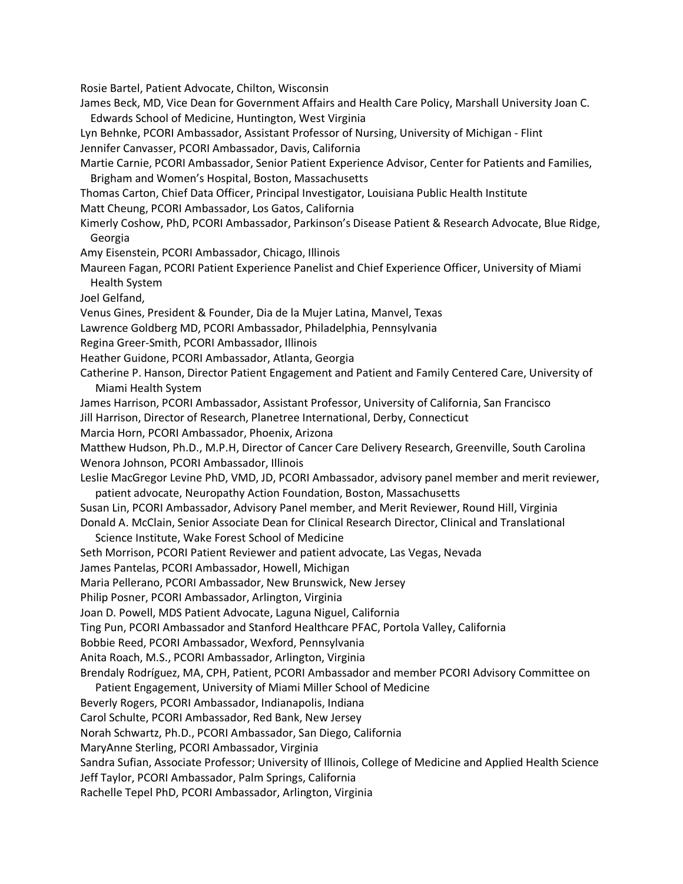Rosie Bartel, Patient Advocate, Chilton, Wisconsin

James Beck, MD, Vice Dean for Government Affairs and Health Care Policy, Marshall University Joan C. Edwards School of Medicine, Huntington, West Virginia

Lyn Behnke, PCORI Ambassador, Assistant Professor of Nursing, University of Michigan - Flint

Jennifer Canvasser, PCORI Ambassador, Davis, California

Martie Carnie, PCORI Ambassador, Senior Patient Experience Advisor, Center for Patients and Families, Brigham and Women's Hospital, Boston, Massachusetts

Thomas Carton, Chief Data Officer, Principal Investigator, Louisiana Public Health Institute

Matt Cheung, PCORI Ambassador, Los Gatos, California

Kimerly Coshow, PhD, PCORI Ambassador, Parkinson's Disease Patient & Research Advocate, Blue Ridge, Georgia

Amy Eisenstein, PCORI Ambassador, Chicago, Illinois

Maureen Fagan, PCORI Patient Experience Panelist and Chief Experience Officer, University of Miami Health System

Joel Gelfand,

Venus Gines, President & Founder, Dia de la Mujer Latina, Manvel, Texas

Lawrence Goldberg MD, PCORI Ambassador, Philadelphia, Pennsylvania

Regina Greer-Smith, PCORI Ambassador, Illinois

Heather Guidone, PCORI Ambassador, Atlanta, Georgia

Catherine P. Hanson, Director Patient Engagement and Patient and Family Centered Care, University of Miami Health System

James Harrison, PCORI Ambassador, Assistant Professor, University of California, San Francisco

Jill Harrison, Director of Research, Planetree International, Derby, Connecticut

Marcia Horn, PCORI Ambassador, Phoenix, Arizona

Matthew Hudson, Ph.D., M.P.H, Director of Cancer Care Delivery Research, Greenville, South Carolina

Wenora Johnson, PCORI Ambassador, Illinois

Leslie MacGregor Levine PhD, VMD, JD, PCORI Ambassador, advisory panel member and merit reviewer, patient advocate, Neuropathy Action Foundation, Boston, Massachusetts

Susan Lin, PCORI Ambassador, Advisory Panel member, and Merit Reviewer, Round Hill, Virginia

Donald A. McClain, Senior Associate Dean for Clinical Research Director, Clinical and Translational Science Institute, Wake Forest School of Medicine

Seth Morrison, PCORI Patient Reviewer and patient advocate, Las Vegas, Nevada

James Pantelas, PCORI Ambassador, Howell, Michigan

Maria Pellerano, PCORI Ambassador, New Brunswick, New Jersey

Philip Posner, PCORI Ambassador, Arlington, Virginia

Joan D. Powell, MDS Patient Advocate, Laguna Niguel, California

Ting Pun, PCORI Ambassador and Stanford Healthcare PFAC, Portola Valley, California

Bobbie Reed, PCORI Ambassador, Wexford, Pennsylvania

Anita Roach, M.S., PCORI Ambassador, Arlington, Virginia

Brendaly Rodríguez, MA, CPH, Patient, PCORI Ambassador and member PCORI Advisory Committee on Patient Engagement, University of Miami Miller School of Medicine

Beverly Rogers, PCORI Ambassador, Indianapolis, Indiana

Carol Schulte, PCORI Ambassador, Red Bank, New Jersey

Norah Schwartz, Ph.D., PCORI Ambassador, San Diego, California

MaryAnne Sterling, PCORI Ambassador, Virginia

Sandra Sufian, Associate Professor; University of Illinois, College of Medicine and Applied Health Science

Jeff Taylor, PCORI Ambassador, Palm Springs, California

Rachelle Tepel PhD, PCORI Ambassador, Arlington, Virginia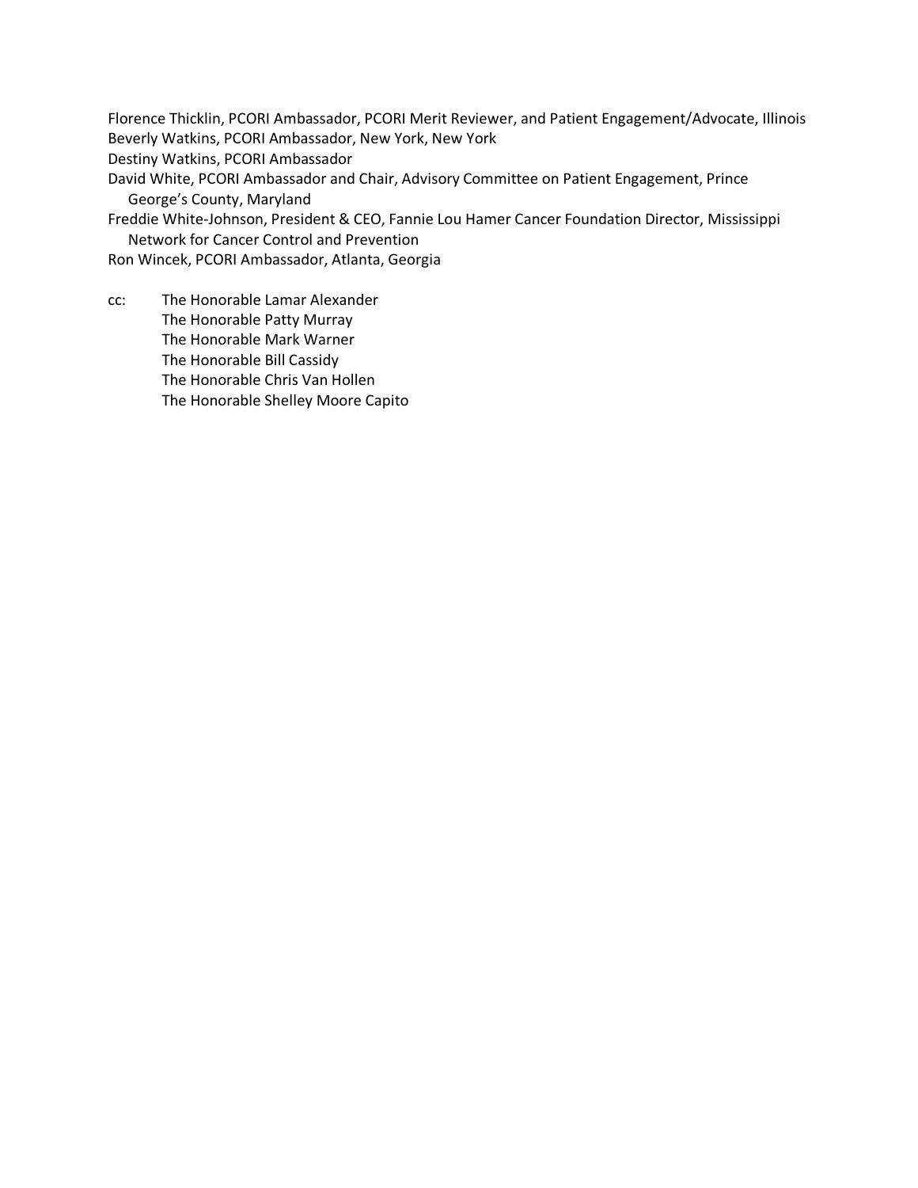Florence Thicklin, PCORI Ambassador, PCORI Merit Reviewer, and Patient Engagement/Advocate, Illinois
Beverly Watkins, PCORI Ambassador, New York, New York
Destiny Watkins, PCORI Ambassador
David White, PCORI Ambassador and Chair, Advisory Committee on Patient Engagement, Prince George's County, Maryland
Freddie White-Johnson, President & CEO, Fannie Lou Hamer Cancer Foundation Director, Mississippi Network for Cancer Control and Prevention
Ron Wincek, PCORI Ambassador, Atlanta, Georgia

cc: The Honorable Lamar Alexander
The Honorable Patty Murray
The Honorable Mark Warner
The Honorable Bill Cassidy
The Honorable Chris Van Hollen
The Honorable Shelley Moore Capito